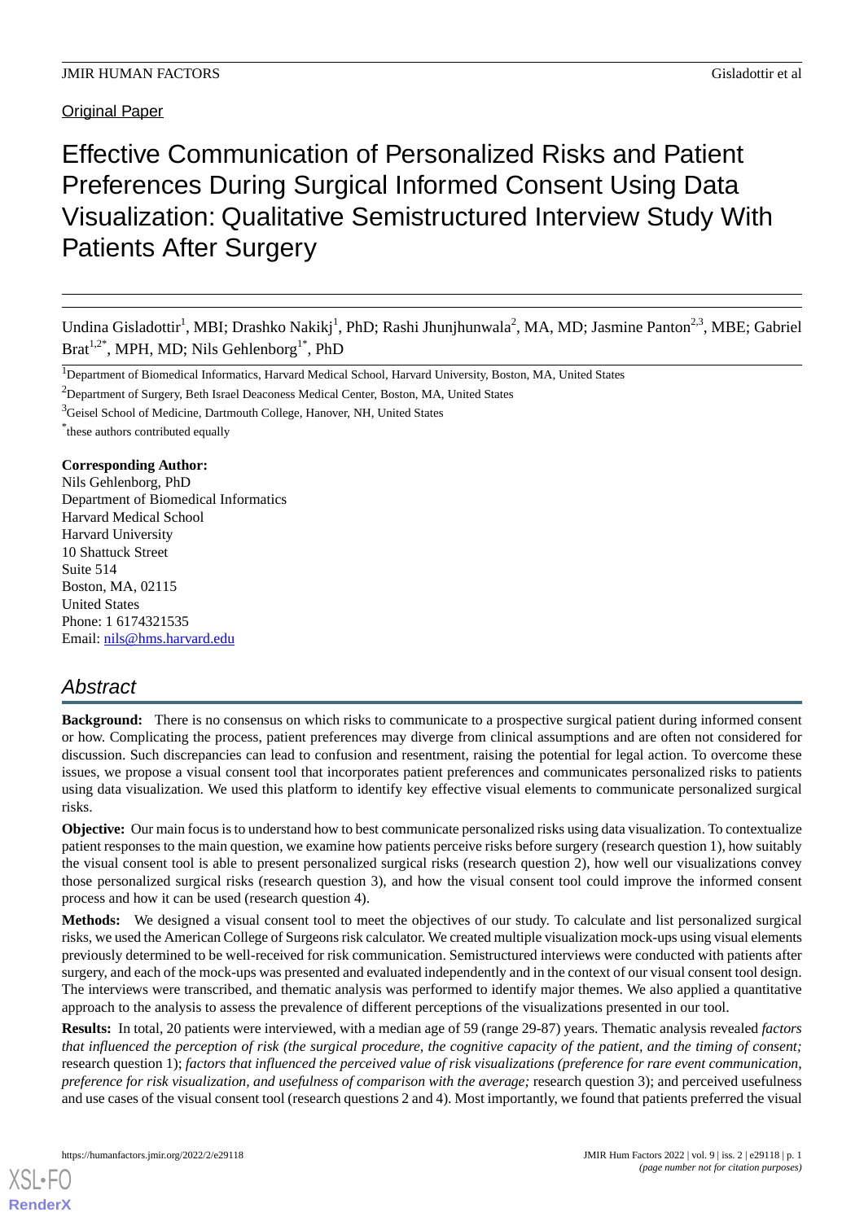Original Paper

# Effective Communication of Personalized Risks and Patient Preferences During Surgical Informed Consent Using Data Visualization: Qualitative Semistructured Interview Study With Patients After Surgery

Undina Gisladottir[1], MBI; Drashko Nakikj[1], PhD; Rashi Jhunjhunwala[2], MA, MD; Jasmine Panton[2,3], MBE; Gabriel Brat[1,2*], MPH, MD; Nils Gehlenborg[1*], PhD

[1]Department of Biomedical Informatics, Harvard Medical School, Harvard University, Boston, MA, United States

[2]Department of Surgery, Beth Israel Deaconess Medical Center, Boston, MA, United States

[3]Geisel School of Medicine, Dartmouth College, Hanover, NH, United States

[*]these authors contributed equally

**Corresponding Author:**
Nils Gehlenborg, PhD
Department of Biomedical Informatics
Harvard Medical School
Harvard University
10 Shattuck Street
Suite 514
Boston, MA, 02115
United States
Phone: 1 6174321535
Email: nils@hms.harvard.edu

## Abstract

**Background:** There is no consensus on which risks to communicate to a prospective surgical patient during informed consent or how. Complicating the process, patient preferences may diverge from clinical assumptions and are often not considered for discussion. Such discrepancies can lead to confusion and resentment, raising the potential for legal action. To overcome these issues, we propose a visual consent tool that incorporates patient preferences and communicates personalized risks to patients using data visualization. We used this platform to identify key effective visual elements to communicate personalized surgical risks.

**Objective:** Our main focus is to understand how to best communicate personalized risks using data visualization. To contextualize patient responses to the main question, we examine how patients perceive risks before surgery (research question 1), how suitably the visual consent tool is able to present personalized surgical risks (research question 2), how well our visualizations convey those personalized surgical risks (research question 3), and how the visual consent tool could improve the informed consent process and how it can be used (research question 4).

**Methods:** We designed a visual consent tool to meet the objectives of our study. To calculate and list personalized surgical risks, we used the American College of Surgeons risk calculator. We created multiple visualization mock-ups using visual elements previously determined to be well-received for risk communication. Semistructured interviews were conducted with patients after surgery, and each of the mock-ups was presented and evaluated independently and in the context of our visual consent tool design. The interviews were transcribed, and thematic analysis was performed to identify major themes. We also applied a quantitative approach to the analysis to assess the prevalence of different perceptions of the visualizations presented in our tool.

**Results:** In total, 20 patients were interviewed, with a median age of 59 (range 29-87) years. Thematic analysis revealed *factors that influenced the perception of risk (the surgical procedure, the cognitive capacity of the patient, and the timing of consent;* research question 1); *factors that influenced the perceived value of risk visualizations (preference for rare event communication, preference for risk visualization, and usefulness of comparison with the average;* research question 3); and perceived usefulness and use cases of the visual consent tool (research questions 2 and 4). Most importantly, we found that patients preferred the visual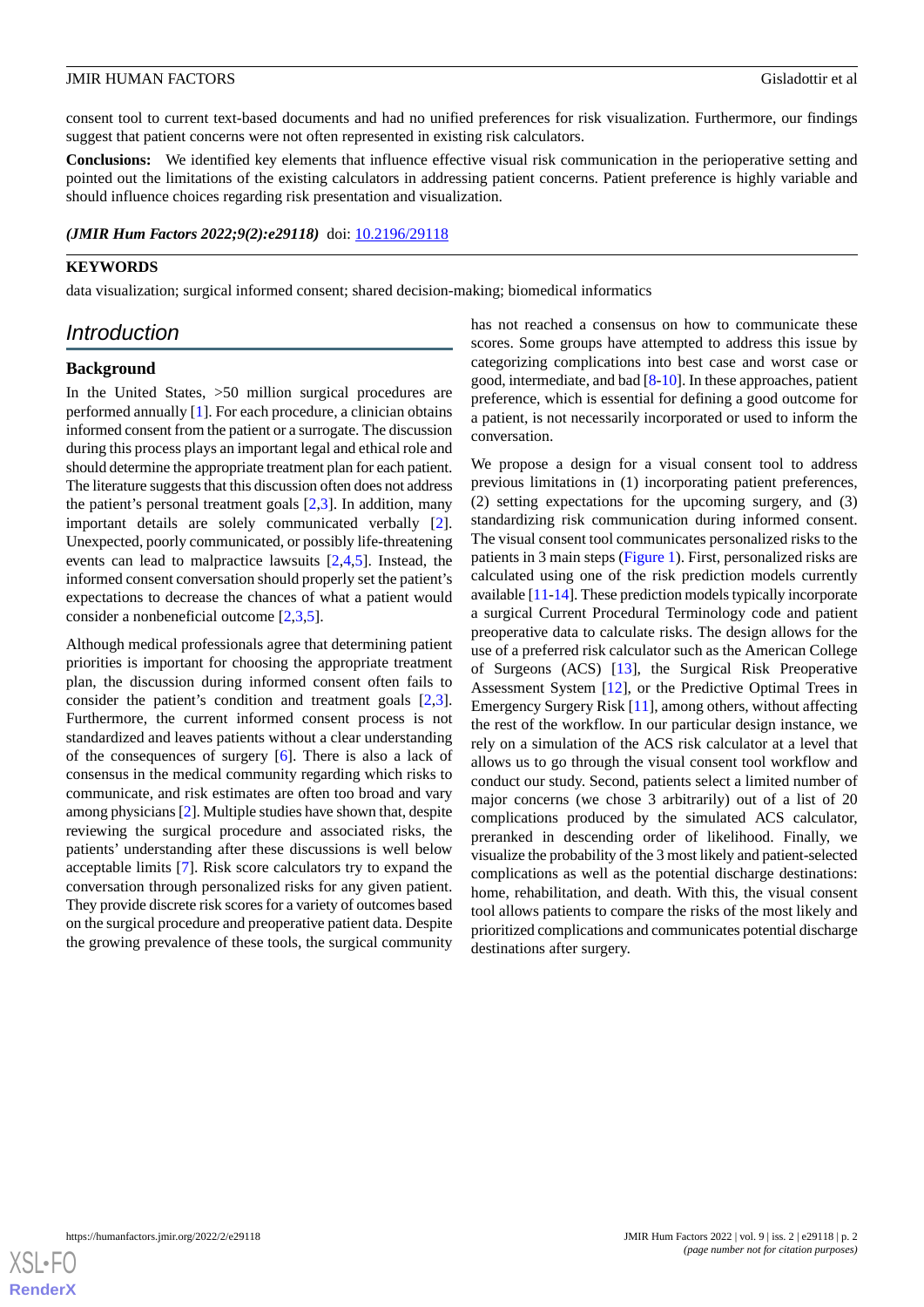consent tool to current text-based documents and had no unified preferences for risk visualization. Furthermore, our findings suggest that patient concerns were not often represented in existing risk calculators.

**Conclusions:** We identified key elements that influence effective visual risk communication in the perioperative setting and pointed out the limitations of the existing calculators in addressing patient concerns. Patient preference is highly variable and should influence choices regarding risk presentation and visualization.

***(JMIR Hum Factors 2022;9(2):e29118)*** doi: 10.2196/29118

**KEYWORDS**

data visualization; surgical informed consent; shared decision-making; biomedical informatics

## Introduction

### Background

In the United States, >50 million surgical procedures are performed annually [1]. For each procedure, a clinician obtains informed consent from the patient or a surrogate. The discussion during this process plays an important legal and ethical role and should determine the appropriate treatment plan for each patient. The literature suggests that this discussion often does not address the patient's personal treatment goals [2,3]. In addition, many important details are solely communicated verbally [2]. Unexpected, poorly communicated, or possibly life-threatening events can lead to malpractice lawsuits [2,4,5]. Instead, the informed consent conversation should properly set the patient's expectations to decrease the chances of what a patient would consider a nonbeneficial outcome [2,3,5].

Although medical professionals agree that determining patient priorities is important for choosing the appropriate treatment plan, the discussion during informed consent often fails to consider the patient's condition and treatment goals [2,3]. Furthermore, the current informed consent process is not standardized and leaves patients without a clear understanding of the consequences of surgery [6]. There is also a lack of consensus in the medical community regarding which risks to communicate, and risk estimates are often too broad and vary among physicians [2]. Multiple studies have shown that, despite reviewing the surgical procedure and associated risks, the patients' understanding after these discussions is well below acceptable limits [7]. Risk score calculators try to expand the conversation through personalized risks for any given patient. They provide discrete risk scores for a variety of outcomes based on the surgical procedure and preoperative patient data. Despite the growing prevalence of these tools, the surgical community has not reached a consensus on how to communicate these scores. Some groups have attempted to address this issue by categorizing complications into best case and worst case or good, intermediate, and bad [8-10]. In these approaches, patient preference, which is essential for defining a good outcome for a patient, is not necessarily incorporated or used to inform the conversation.

We propose a design for a visual consent tool to address previous limitations in (1) incorporating patient preferences, (2) setting expectations for the upcoming surgery, and (3) standardizing risk communication during informed consent. The visual consent tool communicates personalized risks to the patients in 3 main steps (Figure 1). First, personalized risks are calculated using one of the risk prediction models currently available [11-14]. These prediction models typically incorporate a surgical Current Procedural Terminology code and patient preoperative data to calculate risks. The design allows for the use of a preferred risk calculator such as the American College of Surgeons (ACS) [13], the Surgical Risk Preoperative Assessment System [12], or the Predictive Optimal Trees in Emergency Surgery Risk [11], among others, without affecting the rest of the workflow. In our particular design instance, we rely on a simulation of the ACS risk calculator at a level that allows us to go through the visual consent tool workflow and conduct our study. Second, patients select a limited number of major concerns (we chose 3 arbitrarily) out of a list of 20 complications produced by the simulated ACS calculator, preranked in descending order of likelihood. Finally, we visualize the probability of the 3 most likely and patient-selected complications as well as the potential discharge destinations: home, rehabilitation, and death. With this, the visual consent tool allows patients to compare the risks of the most likely and prioritized complications and communicates potential discharge destinations after surgery.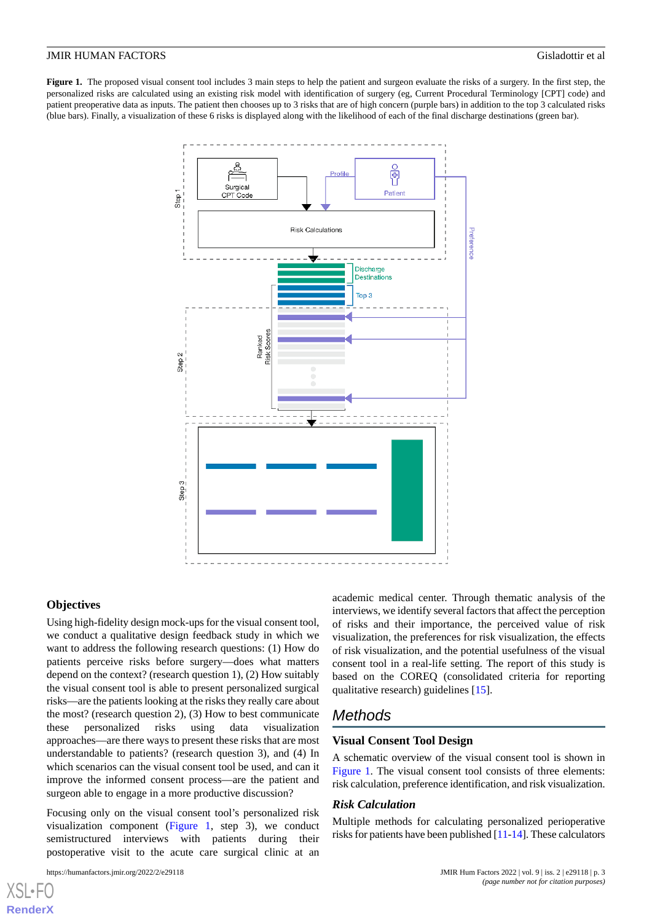**Figure 1.** The proposed visual consent tool includes 3 main steps to help the patient and surgeon evaluate the risks of a surgery. In the first step, the personalized risks are calculated using an existing risk model with identification of surgery (eg, Current Procedural Terminology [CPT] code) and patient preoperative data as inputs. The patient then chooses up to 3 risks that are of high concern (purple bars) in addition to the top 3 calculated risks (blue bars). Finally, a visualization of these 6 risks is displayed along with the likelihood of each of the final discharge destinations (green bar).

## Objectives

Using high-fidelity design mock-ups for the visual consent tool, we conduct a qualitative design feedback study in which we want to address the following research questions: (1) How do patients perceive risks before surgery—does what matters depend on the context? (research question 1), (2) How suitably the visual consent tool is able to present personalized surgical risks—are the patients looking at the risks they really care about the most? (research question 2), (3) How to best communicate these personalized risks using data visualization approaches—are there ways to present these risks that are most understandable to patients? (research question 3), and (4) In which scenarios can the visual consent tool be used, and can it improve the informed consent process—are the patient and surgeon able to engage in a more productive discussion?

Focusing only on the visual consent tool's personalized risk visualization component (Figure 1, step 3), we conduct semistructured interviews with patients during their postoperative visit to the acute care surgical clinic at an academic medical center. Through thematic analysis of the interviews, we identify several factors that affect the perception of risks and their importance, the perceived value of risk visualization, the preferences for risk visualization, the effects of risk visualization, and the potential usefulness of the visual consent tool in a real-life setting. The report of this study is based on the COREQ (consolidated criteria for reporting qualitative research) guidelines [15].

# Methods

## Visual Consent Tool Design

A schematic overview of the visual consent tool is shown in Figure 1. The visual consent tool consists of three elements: risk calculation, preference identification, and risk visualization.

### *Risk Calculation*

Multiple methods for calculating personalized perioperative risks for patients have been published [11-14]. These calculators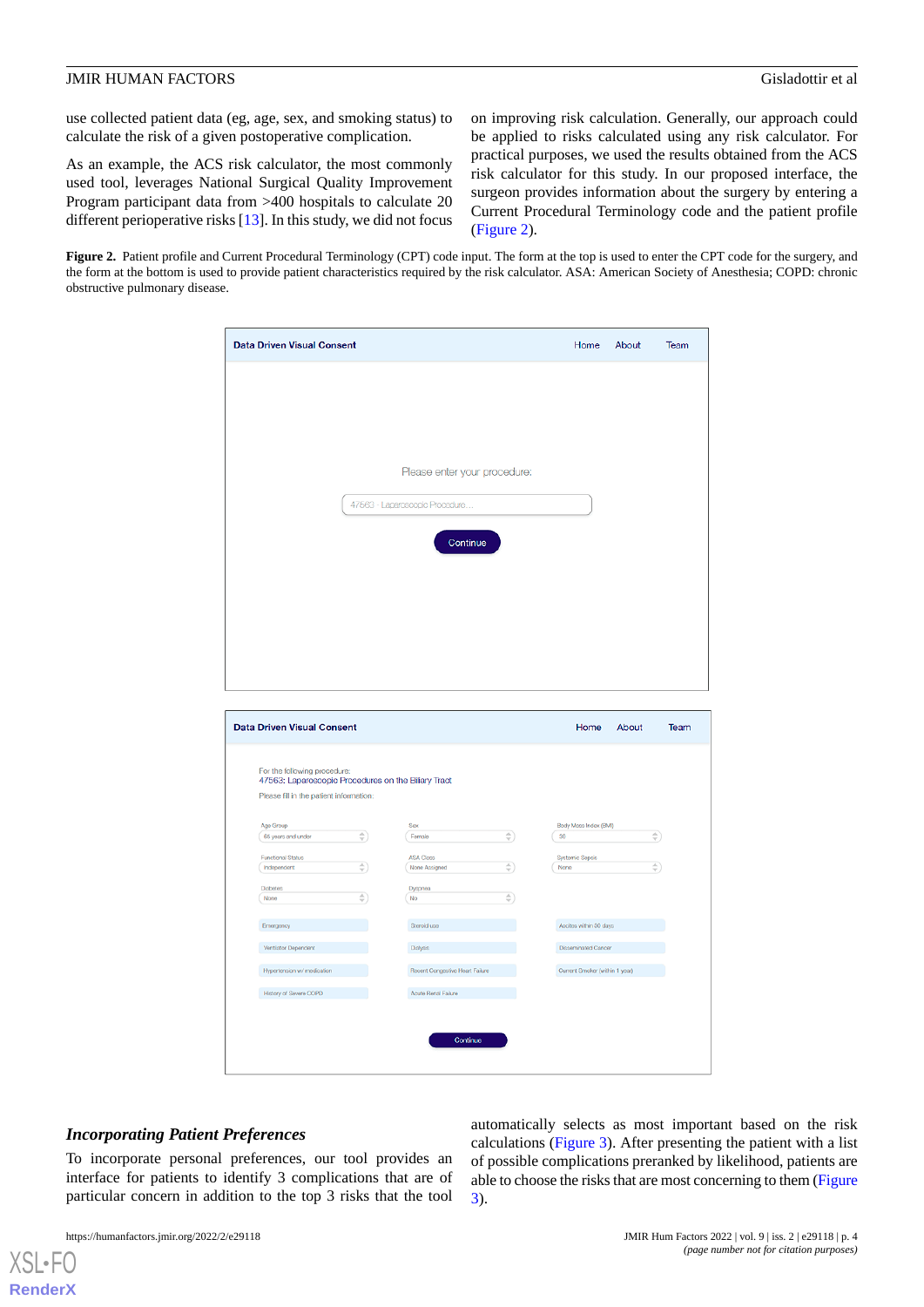use collected patient data (eg, age, sex, and smoking status) to calculate the risk of a given postoperative complication.

As an example, the ACS risk calculator, the most commonly used tool, leverages National Surgical Quality Improvement Program participant data from >400 hospitals to calculate 20 different perioperative risks [13]. In this study, we did not focus on improving risk calculation. Generally, our approach could be applied to risks calculated using any risk calculator. For practical purposes, we used the results obtained from the ACS risk calculator for this study. In our proposed interface, the surgeon provides information about the surgery by entering a Current Procedural Terminology code and the patient profile (Figure 2).

**Figure 2.** Patient profile and Current Procedural Terminology (CPT) code input. The form at the top is used to enter the CPT code for the surgery, and the form at the bottom is used to provide patient characteristics required by the risk calculator. ASA: American Society of Anesthesia; COPD: chronic obstructive pulmonary disease.

### *Incorporating Patient Preferences*

To incorporate personal preferences, our tool provides an interface for patients to identify 3 complications that are of particular concern in addition to the top 3 risks that the tool automatically selects as most important based on the risk calculations (Figure 3). After presenting the patient with a list of possible complications preranked by likelihood, patients are able to choose the risks that are most concerning to them (Figure 3).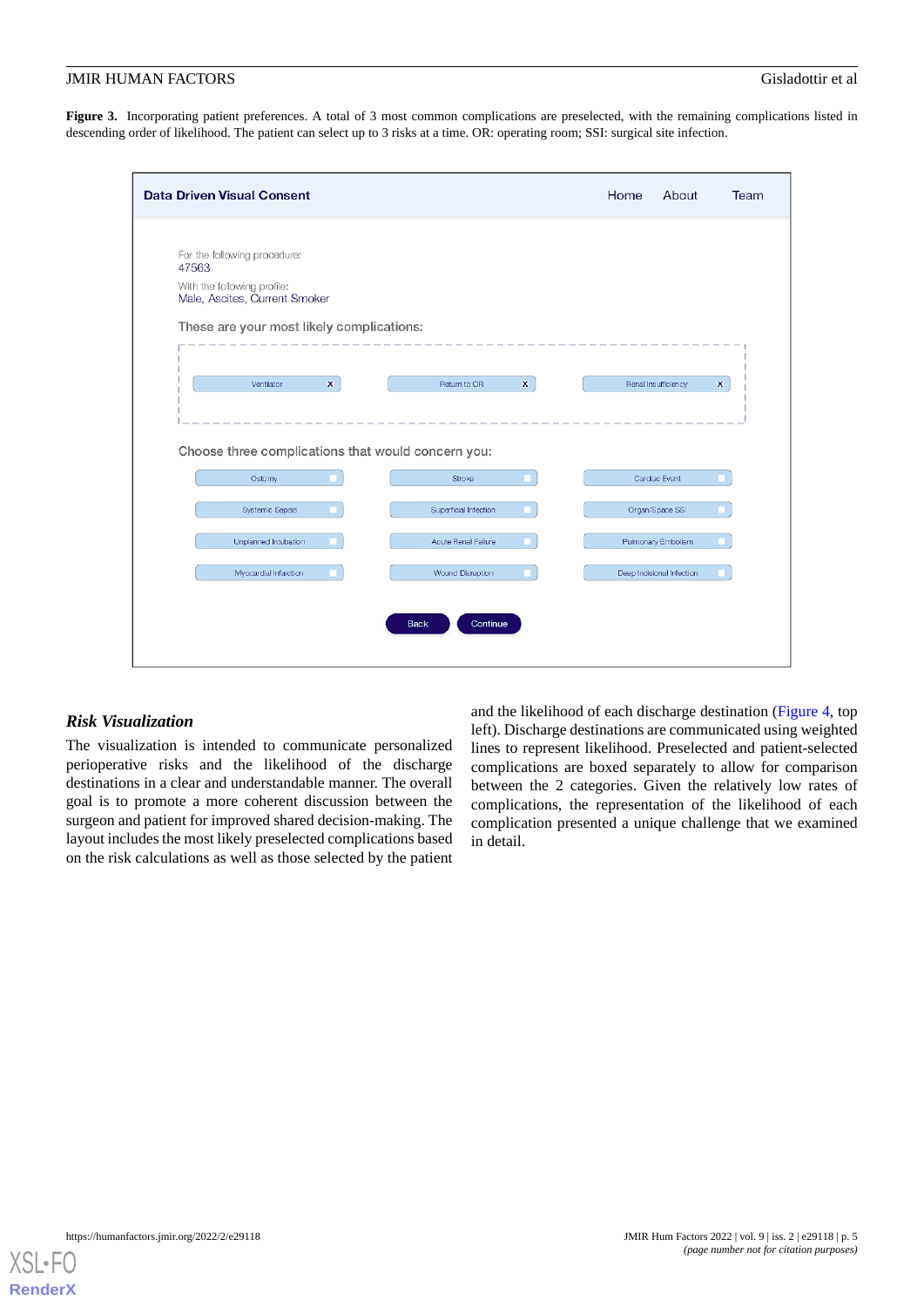**Figure 3.** Incorporating patient preferences. A total of 3 most common complications are preselected, with the remaining complications listed in descending order of likelihood. The patient can select up to 3 risks at a time. OR: operating room; SSI: surgical site infection.

Data Driven Visual Consent

Home About Team

For the following procedure:
47563

With the following profile:
Male, Ascites, Current Smoker

These are your most likely complications:

Ventilator X | Return to OR X | Renal Insufficiency X

Choose three complications that would concern you:

| Ostomy | Stroke | Cardiac Event |
|---|---|---|
| Systemic Sepsis | Superficial Infection | Organ/Space SSI |
| Unplanned Intubation | Acute Renal Failure | Pulmonary Embolism |
| Myocardial Infarction | Wound Disruption | Deep Incisional Infection |

Back Continue

### *Risk Visualization*

The visualization is intended to communicate personalized perioperative risks and the likelihood of the discharge destinations in a clear and understandable manner. The overall goal is to promote a more coherent discussion between the surgeon and patient for improved shared decision-making. The layout includes the most likely preselected complications based on the risk calculations as well as those selected by the patient and the likelihood of each discharge destination (Figure 4, top left). Discharge destinations are communicated using weighted lines to represent likelihood. Preselected and patient-selected complications are boxed separately to allow for comparison between the 2 categories. Given the relatively low rates of complications, the representation of the likelihood of each complication presented a unique challenge that we examined in detail.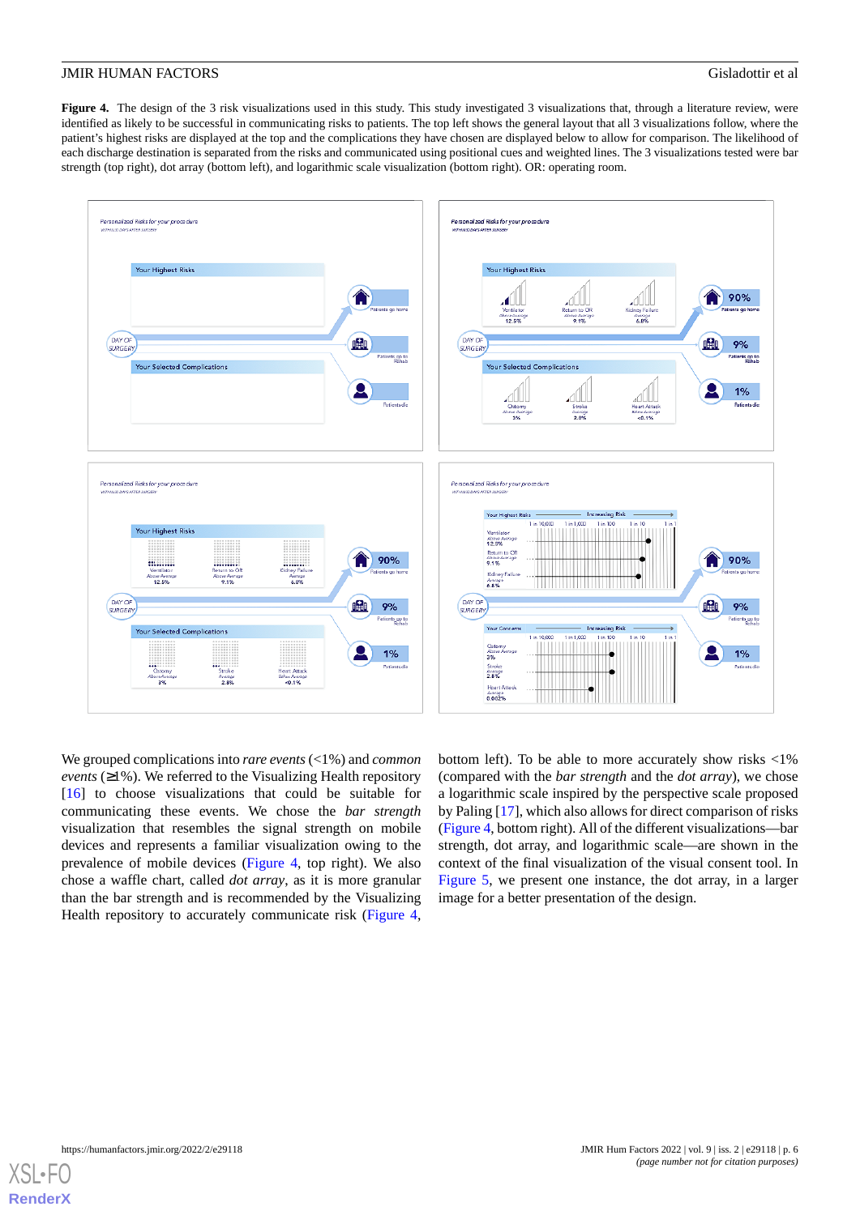**Figure 4.** The design of the 3 risk visualizations used in this study. This study investigated 3 visualizations that, through a literature review, were identified as likely to be successful in communicating risks to patients. The top left shows the general layout that all 3 visualizations follow, where the patient's highest risks are displayed at the top and the complications they have chosen are displayed below to allow for comparison. The likelihood of each discharge destination is separated from the risks and communicated using positional cues and weighted lines. The 3 visualizations tested were bar strength (top right), dot array (bottom left), and logarithmic scale visualization (bottom right). OR: operating room.

We grouped complications into *rare events* (<1%) and *common events* (≥1%). We referred to the Visualizing Health repository [16] to choose visualizations that could be suitable for communicating these events. We chose the *bar strength* visualization that resembles the signal strength on mobile devices and represents a familiar visualization owing to the prevalence of mobile devices (Figure 4, top right). We also chose a waffle chart, called *dot array*, as it is more granular than the bar strength and is recommended by the Visualizing Health repository to accurately communicate risk (Figure 4, bottom left). To be able to more accurately show risks <1% (compared with the *bar strength* and the *dot array*), we chose a logarithmic scale inspired by the perspective scale proposed by Paling [17], which also allows for direct comparison of risks (Figure 4, bottom right). All of the different visualizations—bar strength, dot array, and logarithmic scale—are shown in the context of the final visualization of the visual consent tool. In Figure 5, we present one instance, the dot array, in a larger image for a better presentation of the design.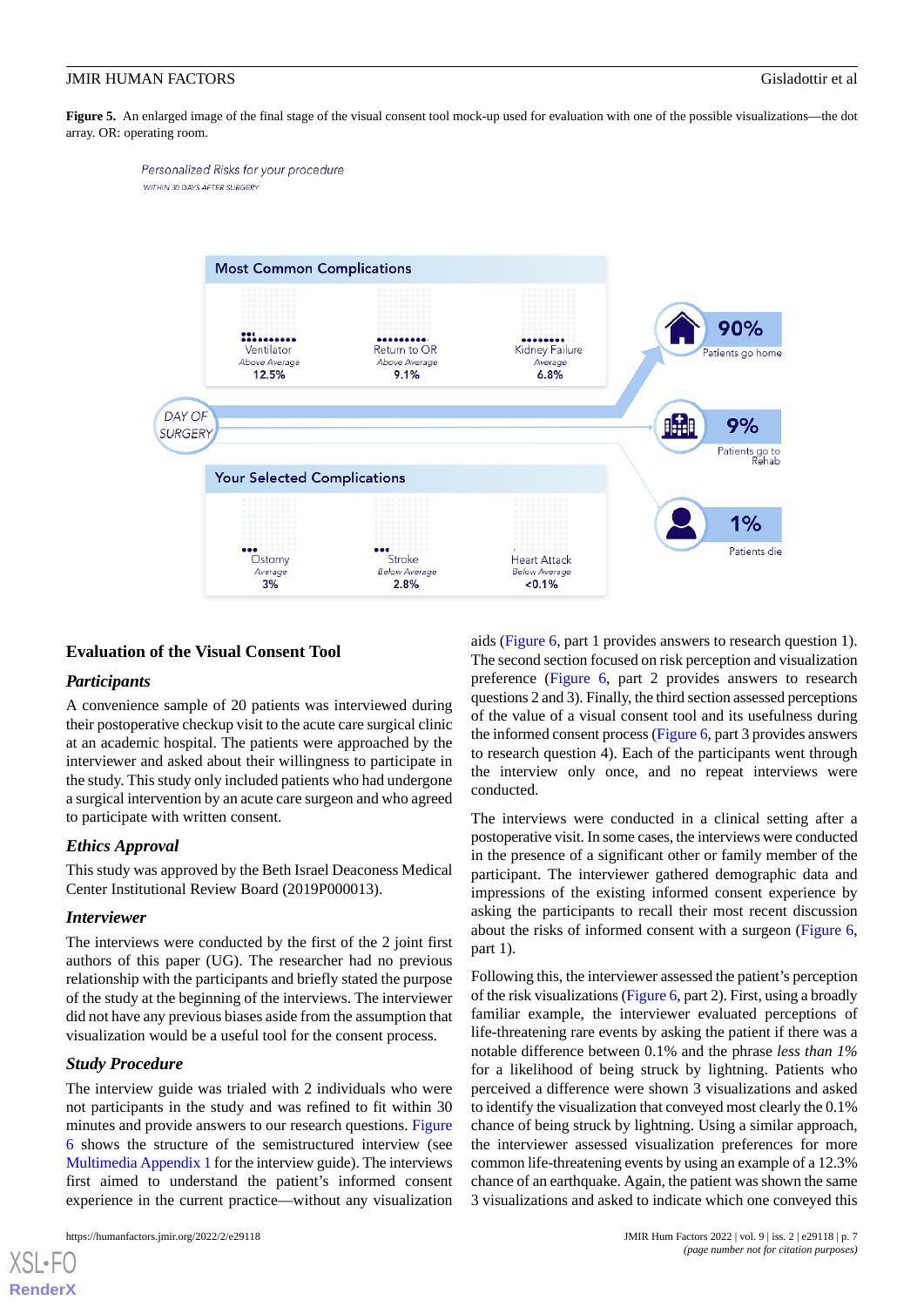**Figure 5.** An enlarged image of the final stage of the visual consent tool mock-up used for evaluation with one of the possible visualizations—the dot array. OR: operating room.

## Evaluation of the Visual Consent Tool

### Participants

A convenience sample of 20 patients was interviewed during their postoperative checkup visit to the acute care surgical clinic at an academic hospital. The patients were approached by the interviewer and asked about their willingness to participate in the study. This study only included patients who had undergone a surgical intervention by an acute care surgeon and who agreed to participate with written consent.

### Ethics Approval

This study was approved by the Beth Israel Deaconess Medical Center Institutional Review Board (2019P000013).

### Interviewer

The interviews were conducted by the first of the 2 joint first authors of this paper (UG). The researcher had no previous relationship with the participants and briefly stated the purpose of the study at the beginning of the interviews. The interviewer did not have any previous biases aside from the assumption that visualization would be a useful tool for the consent process.

### Study Procedure

The interview guide was trialed with 2 individuals who were not participants in the study and was refined to fit within 30 minutes and provide answers to our research questions. Figure 6 shows the structure of the semistructured interview (see Multimedia Appendix 1 for the interview guide). The interviews first aimed to understand the patient's informed consent experience in the current practice—without any visualization aids (Figure 6, part 1 provides answers to research question 1). The second section focused on risk perception and visualization preference (Figure 6, part 2 provides answers to research questions 2 and 3). Finally, the third section assessed perceptions of the value of a visual consent tool and its usefulness during the informed consent process (Figure 6, part 3 provides answers to research question 4). Each of the participants went through the interview only once, and no repeat interviews were conducted.

The interviews were conducted in a clinical setting after a postoperative visit. In some cases, the interviews were conducted in the presence of a significant other or family member of the participant. The interviewer gathered demographic data and impressions of the existing informed consent experience by asking the participants to recall their most recent discussion about the risks of informed consent with a surgeon (Figure 6, part 1).

Following this, the interviewer assessed the patient's perception of the risk visualizations (Figure 6, part 2). First, using a broadly familiar example, the interviewer evaluated perceptions of life-threatening rare events by asking the patient if there was a notable difference between 0.1% and the phrase *less than 1%* for a likelihood of being struck by lightning. Patients who perceived a difference were shown 3 visualizations and asked to identify the visualization that conveyed most clearly the 0.1% chance of being struck by lightning. Using a similar approach, the interviewer assessed visualization preferences for more common life-threatening events by using an example of a 12.3% chance of an earthquake. Again, the patient was shown the same 3 visualizations and asked to indicate which one conveyed this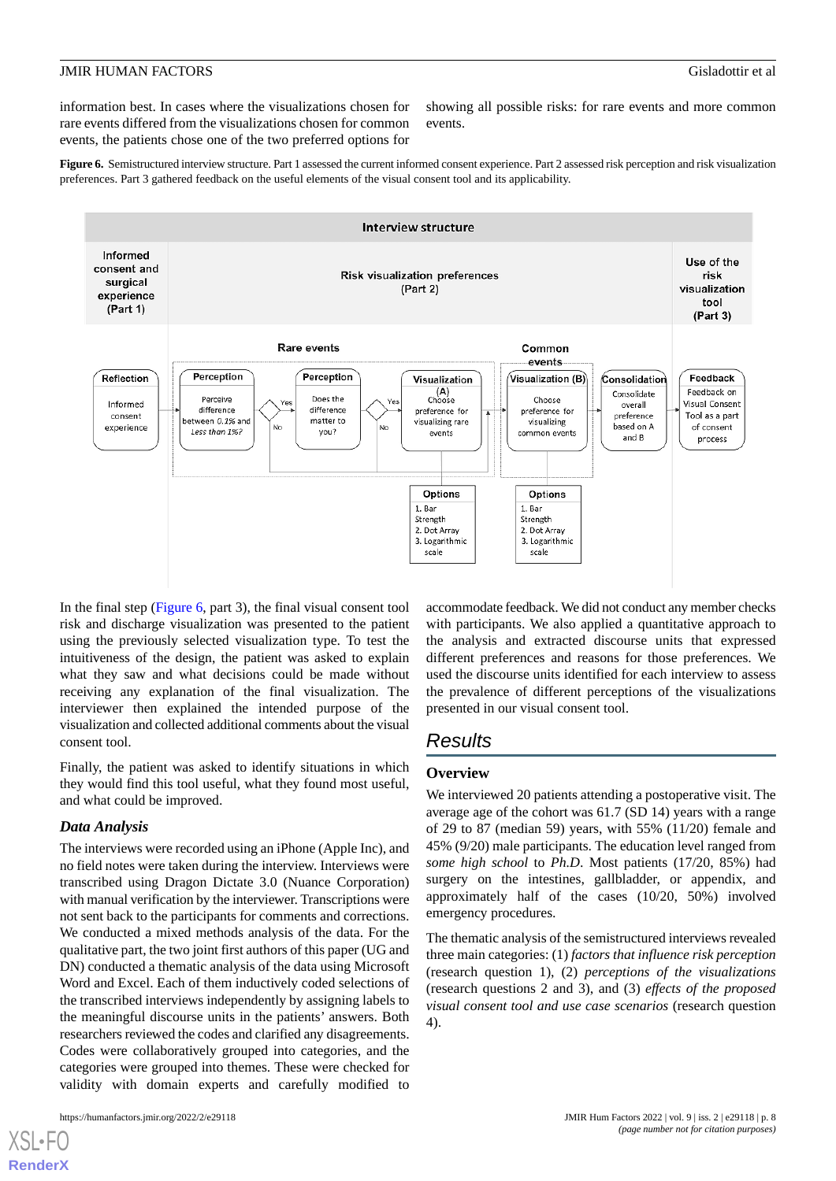information best. In cases where the visualizations chosen for rare events differed from the visualizations chosen for common events, the patients chose one of the two preferred options for showing all possible risks: for rare events and more common events.

**Figure 6.** Semistructured interview structure. Part 1 assessed the current informed consent experience. Part 2 assessed risk perception and risk visualization preferences. Part 3 gathered feedback on the useful elements of the visual consent tool and its applicability.

In the final step (Figure 6, part 3), the final visual consent tool risk and discharge visualization was presented to the patient using the previously selected visualization type. To test the intuitiveness of the design, the patient was asked to explain what they saw and what decisions could be made without receiving any explanation of the final visualization. The interviewer then explained the intended purpose of the visualization and collected additional comments about the visual consent tool.

Finally, the patient was asked to identify situations in which they would find this tool useful, what they found most useful, and what could be improved.

### *Data Analysis*

The interviews were recorded using an iPhone (Apple Inc), and no field notes were taken during the interview. Interviews were transcribed using Dragon Dictate 3.0 (Nuance Corporation) with manual verification by the interviewer. Transcriptions were not sent back to the participants for comments and corrections. We conducted a mixed methods analysis of the data. For the qualitative part, the two joint first authors of this paper (UG and DN) conducted a thematic analysis of the data using Microsoft Word and Excel. Each of them inductively coded selections of the transcribed interviews independently by assigning labels to the meaningful discourse units in the patients' answers. Both researchers reviewed the codes and clarified any disagreements. Codes were collaboratively grouped into categories, and the categories were grouped into themes. These were checked for validity with domain experts and carefully modified to accommodate feedback. We did not conduct any member checks with participants. We also applied a quantitative approach to the analysis and extracted discourse units that expressed different preferences and reasons for those preferences. We used the discourse units identified for each interview to assess the prevalence of different perceptions of the visualizations presented in our visual consent tool.

## Results

### Overview

We interviewed 20 patients attending a postoperative visit. The average age of the cohort was 61.7 (SD 14) years with a range of 29 to 87 (median 59) years, with 55% (11/20) female and 45% (9/20) male participants. The education level ranged from *some high school* to *Ph.D*. Most patients (17/20, 85%) had surgery on the intestines, gallbladder, or appendix, and approximately half of the cases (10/20, 50%) involved emergency procedures.

The thematic analysis of the semistructured interviews revealed three main categories: (1) *factors that influence risk perception* (research question 1), (2) *perceptions of the visualizations* (research questions 2 and 3), and (3) *effects of the proposed visual consent tool and use case scenarios* (research question 4).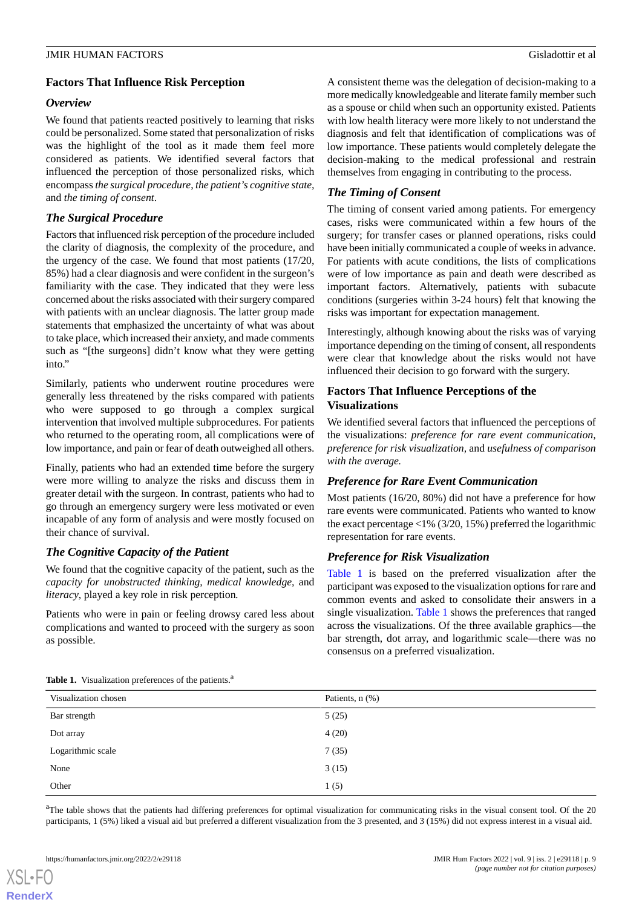## Factors That Influence Risk Perception

### Overview

We found that patients reacted positively to learning that risks could be personalized. Some stated that personalization of risks was the highlight of the tool as it made them feel more considered as patients. We identified several factors that influenced the perception of those personalized risks, which encompass *the surgical procedure*, *the patient's cognitive state*, and *the timing of consent*.

### The Surgical Procedure

Factors that influenced risk perception of the procedure included the clarity of diagnosis, the complexity of the procedure, and the urgency of the case. We found that most patients (17/20, 85%) had a clear diagnosis and were confident in the surgeon's familiarity with the case. They indicated that they were less concerned about the risks associated with their surgery compared with patients with an unclear diagnosis. The latter group made statements that emphasized the uncertainty of what was about to take place, which increased their anxiety, and made comments such as "[the surgeons] didn't know what they were getting into."

Similarly, patients who underwent routine procedures were generally less threatened by the risks compared with patients who were supposed to go through a complex surgical intervention that involved multiple subprocedures. For patients who returned to the operating room, all complications were of low importance, and pain or fear of death outweighed all others.

Finally, patients who had an extended time before the surgery were more willing to analyze the risks and discuss them in greater detail with the surgeon. In contrast, patients who had to go through an emergency surgery were less motivated or even incapable of any form of analysis and were mostly focused on their chance of survival.

### The Cognitive Capacity of the Patient

We found that the cognitive capacity of the patient, such as the *capacity for unobstructed thinking*, *medical knowledge*, and *literacy*, played a key role in risk perception.

Patients who were in pain or feeling drowsy cared less about complications and wanted to proceed with the surgery as soon as possible.

A consistent theme was the delegation of decision-making to a more medically knowledgeable and literate family member such as a spouse or child when such an opportunity existed. Patients with low health literacy were more likely to not understand the diagnosis and felt that identification of complications was of low importance. These patients would completely delegate the decision-making to the medical professional and restrain themselves from engaging in contributing to the process.

### The Timing of Consent

The timing of consent varied among patients. For emergency cases, risks were communicated within a few hours of the surgery; for transfer cases or planned operations, risks could have been initially communicated a couple of weeks in advance. For patients with acute conditions, the lists of complications were of low importance as pain and death were described as important factors. Alternatively, patients with subacute conditions (surgeries within 3-24 hours) felt that knowing the risks was important for expectation management.

Interestingly, although knowing about the risks was of varying importance depending on the timing of consent, all respondents were clear that knowledge about the risks would not have influenced their decision to go forward with the surgery.

## Factors That Influence Perceptions of the Visualizations

We identified several factors that influenced the perceptions of the visualizations: *preference for rare event communication*, *preference for risk visualization*, and *usefulness of comparison with the average.*

### Preference for Rare Event Communication

Most patients (16/20, 80%) did not have a preference for how rare events were communicated. Patients who wanted to know the exact percentage <1% (3/20, 15%) preferred the logarithmic representation for rare events.

### Preference for Risk Visualization

Table 1 is based on the preferred visualization after the participant was exposed to the visualization options for rare and common events and asked to consolidate their answers in a single visualization. Table 1 shows the preferences that ranged across the visualizations. Of the three available graphics—the bar strength, dot array, and logarithmic scale—there was no consensus on a preferred visualization.

**Table 1.** Visualization preferences of the patients.[a]

| Visualization chosen | Patients, n (%) |
|---|---|
| Bar strength | 5 (25) |
| Dot array | 4 (20) |
| Logarithmic scale | 7 (35) |
| None | 3 (15) |
| Other | 1 (5) |

[a]The table shows that the patients had differing preferences for optimal visualization for communicating risks in the visual consent tool. Of the 20 participants, 1 (5%) liked a visual aid but preferred a different visualization from the 3 presented, and 3 (15%) did not express interest in a visual aid.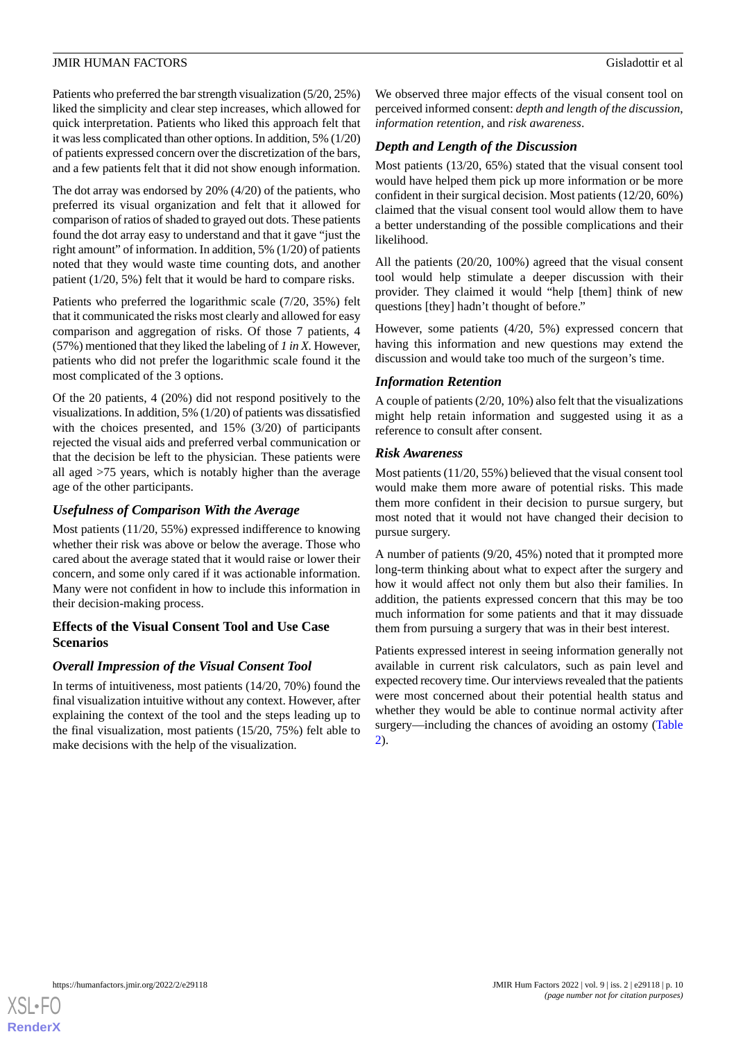Patients who preferred the bar strength visualization (5/20, 25%) liked the simplicity and clear step increases, which allowed for quick interpretation. Patients who liked this approach felt that it was less complicated than other options. In addition, 5% (1/20) of patients expressed concern over the discretization of the bars, and a few patients felt that it did not show enough information.

The dot array was endorsed by 20% (4/20) of the patients, who preferred its visual organization and felt that it allowed for comparison of ratios of shaded to grayed out dots. These patients found the dot array easy to understand and that it gave "just the right amount" of information. In addition, 5% (1/20) of patients noted that they would waste time counting dots, and another patient (1/20, 5%) felt that it would be hard to compare risks.

Patients who preferred the logarithmic scale (7/20, 35%) felt that it communicated the risks most clearly and allowed for easy comparison and aggregation of risks. Of those 7 patients, 4 (57%) mentioned that they liked the labeling of *1 in X*. However, patients who did not prefer the logarithmic scale found it the most complicated of the 3 options.

Of the 20 patients, 4 (20%) did not respond positively to the visualizations. In addition, 5% (1/20) of patients was dissatisfied with the choices presented, and 15% (3/20) of participants rejected the visual aids and preferred verbal communication or that the decision be left to the physician. These patients were all aged >75 years, which is notably higher than the average age of the other participants.

### *Usefulness of Comparison With the Average*

Most patients (11/20, 55%) expressed indifference to knowing whether their risk was above or below the average. Those who cared about the average stated that it would raise or lower their concern, and some only cared if it was actionable information. Many were not confident in how to include this information in their decision-making process.

## Effects of the Visual Consent Tool and Use Case Scenarios

### *Overall Impression of the Visual Consent Tool*

In terms of intuitiveness, most patients (14/20, 70%) found the final visualization intuitive without any context. However, after explaining the context of the tool and the steps leading up to the final visualization, most patients (15/20, 75%) felt able to make decisions with the help of the visualization.

We observed three major effects of the visual consent tool on perceived informed consent: *depth and length of the discussion*, *information retention,* and *risk awareness*.

### *Depth and Length of the Discussion*

Most patients (13/20, 65%) stated that the visual consent tool would have helped them pick up more information or be more confident in their surgical decision. Most patients (12/20, 60%) claimed that the visual consent tool would allow them to have a better understanding of the possible complications and their likelihood.

All the patients (20/20, 100%) agreed that the visual consent tool would help stimulate a deeper discussion with their provider. They claimed it would "help [them] think of new questions [they] hadn't thought of before."

However, some patients (4/20, 5%) expressed concern that having this information and new questions may extend the discussion and would take too much of the surgeon's time.

### *Information Retention*

A couple of patients (2/20, 10%) also felt that the visualizations might help retain information and suggested using it as a reference to consult after consent.

### *Risk Awareness*

Most patients (11/20, 55%) believed that the visual consent tool would make them more aware of potential risks. This made them more confident in their decision to pursue surgery, but most noted that it would not have changed their decision to pursue surgery.

A number of patients (9/20, 45%) noted that it prompted more long-term thinking about what to expect after the surgery and how it would affect not only them but also their families. In addition, the patients expressed concern that this may be too much information for some patients and that it may dissuade them from pursuing a surgery that was in their best interest.

Patients expressed interest in seeing information generally not available in current risk calculators, such as pain level and expected recovery time. Our interviews revealed that the patients were most concerned about their potential health status and whether they would be able to continue normal activity after surgery—including the chances of avoiding an ostomy (Table 2).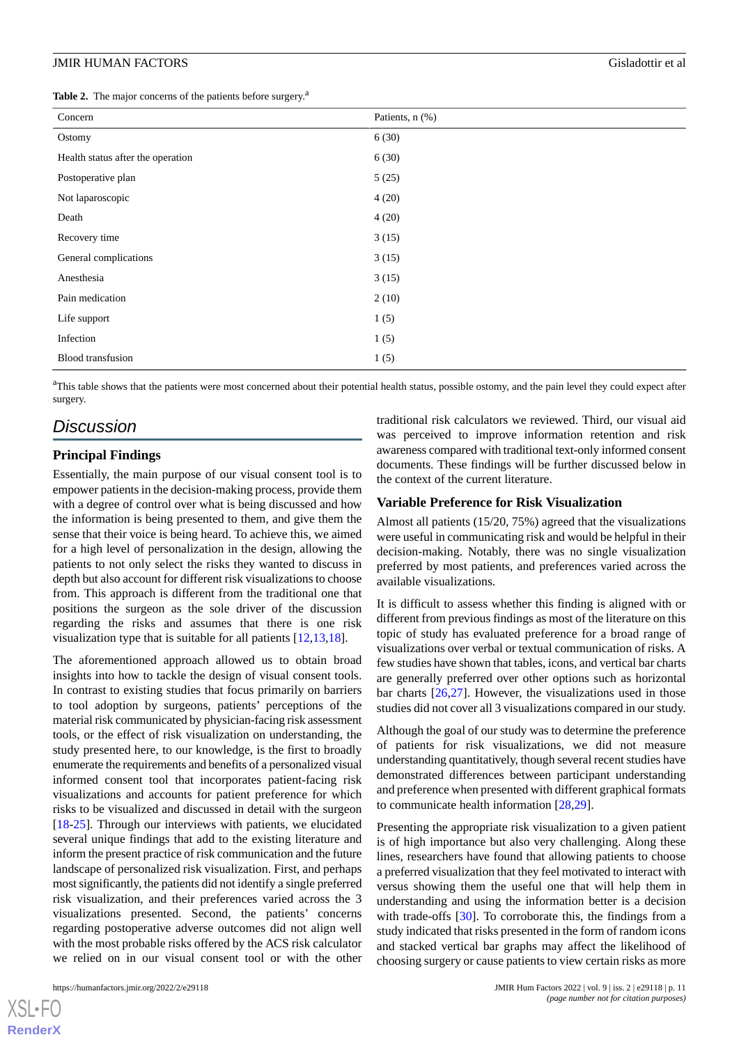**Table 2.** The major concerns of the patients before surgery.[a]

| Concern | Patients, n (%) |
| --- | --- |
| Ostomy | 6 (30) |
| Health status after the operation | 6 (30) |
| Postoperative plan | 5 (25) |
| Not laparoscopic | 4 (20) |
| Death | 4 (20) |
| Recovery time | 3 (15) |
| General complications | 3 (15) |
| Anesthesia | 3 (15) |
| Pain medication | 2 (10) |
| Life support | 1 (5) |
| Infection | 1 (5) |
| Blood transfusion | 1 (5) |

[a]This table shows that the patients were most concerned about their potential health status, possible ostomy, and the pain level they could expect after surgery.

## Discussion

### Principal Findings

Essentially, the main purpose of our visual consent tool is to empower patients in the decision-making process, provide them with a degree of control over what is being discussed and how the information is being presented to them, and give them the sense that their voice is being heard. To achieve this, we aimed for a high level of personalization in the design, allowing the patients to not only select the risks they wanted to discuss in depth but also account for different risk visualizations to choose from. This approach is different from the traditional one that positions the surgeon as the sole driver of the discussion regarding the risks and assumes that there is one risk visualization type that is suitable for all patients [12,13,18].

The aforementioned approach allowed us to obtain broad insights into how to tackle the design of visual consent tools. In contrast to existing studies that focus primarily on barriers to tool adoption by surgeons, patients' perceptions of the material risk communicated by physician-facing risk assessment tools, or the effect of risk visualization on understanding, the study presented here, to our knowledge, is the first to broadly enumerate the requirements and benefits of a personalized visual informed consent tool that incorporates patient-facing risk visualizations and accounts for patient preference for which risks to be visualized and discussed in detail with the surgeon [18-25]. Through our interviews with patients, we elucidated several unique findings that add to the existing literature and inform the present practice of risk communication and the future landscape of personalized risk visualization. First, and perhaps most significantly, the patients did not identify a single preferred risk visualization, and their preferences varied across the 3 visualizations presented. Second, the patients' concerns regarding postoperative adverse outcomes did not align well with the most probable risks offered by the ACS risk calculator we relied on in our visual consent tool or with the other traditional risk calculators we reviewed. Third, our visual aid was perceived to improve information retention and risk awareness compared with traditional text-only informed consent documents. These findings will be further discussed below in the context of the current literature.

### Variable Preference for Risk Visualization

Almost all patients (15/20, 75%) agreed that the visualizations were useful in communicating risk and would be helpful in their decision-making. Notably, there was no single visualization preferred by most patients, and preferences varied across the available visualizations.

It is difficult to assess whether this finding is aligned with or different from previous findings as most of the literature on this topic of study has evaluated preference for a broad range of visualizations over verbal or textual communication of risks. A few studies have shown that tables, icons, and vertical bar charts are generally preferred over other options such as horizontal bar charts [26,27]. However, the visualizations used in those studies did not cover all 3 visualizations compared in our study.

Although the goal of our study was to determine the preference of patients for risk visualizations, we did not measure understanding quantitatively, though several recent studies have demonstrated differences between participant understanding and preference when presented with different graphical formats to communicate health information [28,29].

Presenting the appropriate risk visualization to a given patient is of high importance but also very challenging. Along these lines, researchers have found that allowing patients to choose a preferred visualization that they feel motivated to interact with versus showing them the useful one that will help them in understanding and using the information better is a decision with trade-offs [30]. To corroborate this, the findings from a study indicated that risks presented in the form of random icons and stacked vertical bar graphs may affect the likelihood of choosing surgery or cause patients to view certain risks as more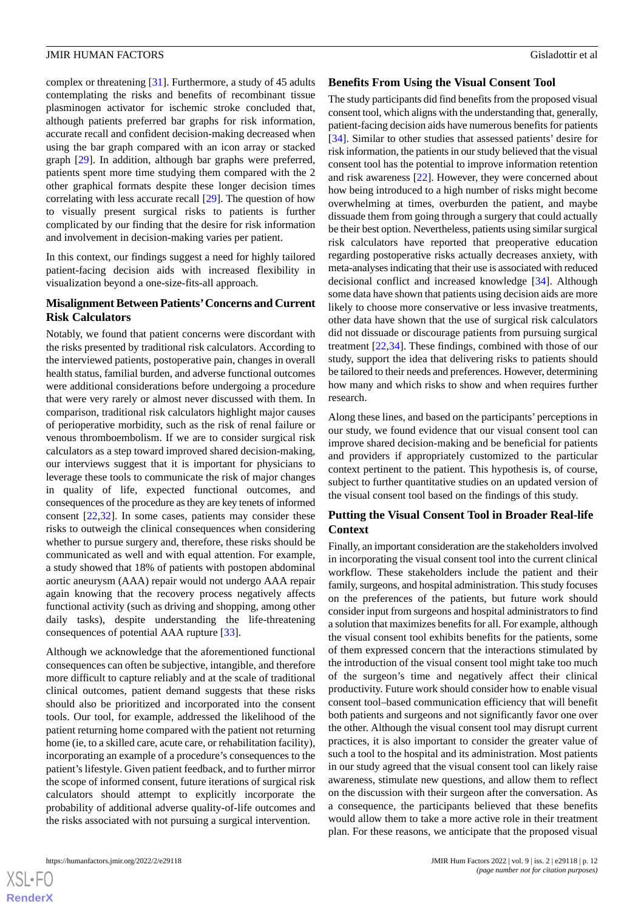complex or threatening [31]. Furthermore, a study of 45 adults contemplating the risks and benefits of recombinant tissue plasminogen activator for ischemic stroke concluded that, although patients preferred bar graphs for risk information, accurate recall and confident decision-making decreased when using the bar graph compared with an icon array or stacked graph [29]. In addition, although bar graphs were preferred, patients spent more time studying them compared with the 2 other graphical formats despite these longer decision times correlating with less accurate recall [29]. The question of how to visually present surgical risks to patients is further complicated by our finding that the desire for risk information and involvement in decision-making varies per patient.

In this context, our findings suggest a need for highly tailored patient-facing decision aids with increased flexibility in visualization beyond a one-size-fits-all approach.

### Misalignment Between Patients' Concerns and Current Risk Calculators

Notably, we found that patient concerns were discordant with the risks presented by traditional risk calculators. According to the interviewed patients, postoperative pain, changes in overall health status, familial burden, and adverse functional outcomes were additional considerations before undergoing a procedure that were very rarely or almost never discussed with them. In comparison, traditional risk calculators highlight major causes of perioperative morbidity, such as the risk of renal failure or venous thromboembolism. If we are to consider surgical risk calculators as a step toward improved shared decision-making, our interviews suggest that it is important for physicians to leverage these tools to communicate the risk of major changes in quality of life, expected functional outcomes, and consequences of the procedure as they are key tenets of informed consent [22,32]. In some cases, patients may consider these risks to outweigh the clinical consequences when considering whether to pursue surgery and, therefore, these risks should be communicated as well and with equal attention. For example, a study showed that 18% of patients with postopen abdominal aortic aneurysm (AAA) repair would not undergo AAA repair again knowing that the recovery process negatively affects functional activity (such as driving and shopping, among other daily tasks), despite understanding the life-threatening consequences of potential AAA rupture [33].

Although we acknowledge that the aforementioned functional consequences can often be subjective, intangible, and therefore more difficult to capture reliably and at the scale of traditional clinical outcomes, patient demand suggests that these risks should also be prioritized and incorporated into the consent tools. Our tool, for example, addressed the likelihood of the patient returning home compared with the patient not returning home (ie, to a skilled care, acute care, or rehabilitation facility), incorporating an example of a procedure's consequences to the patient's lifestyle. Given patient feedback, and to further mirror the scope of informed consent, future iterations of surgical risk calculators should attempt to explicitly incorporate the probability of additional adverse quality-of-life outcomes and the risks associated with not pursuing a surgical intervention.

### Benefits From Using the Visual Consent Tool

The study participants did find benefits from the proposed visual consent tool, which aligns with the understanding that, generally, patient-facing decision aids have numerous benefits for patients [34]. Similar to other studies that assessed patients' desire for risk information, the patients in our study believed that the visual consent tool has the potential to improve information retention and risk awareness [22]. However, they were concerned about how being introduced to a high number of risks might become overwhelming at times, overburden the patient, and maybe dissuade them from going through a surgery that could actually be their best option. Nevertheless, patients using similar surgical risk calculators have reported that preoperative education regarding postoperative risks actually decreases anxiety, with meta-analyses indicating that their use is associated with reduced decisional conflict and increased knowledge [34]. Although some data have shown that patients using decision aids are more likely to choose more conservative or less invasive treatments, other data have shown that the use of surgical risk calculators did not dissuade or discourage patients from pursuing surgical treatment [22,34]. These findings, combined with those of our study, support the idea that delivering risks to patients should be tailored to their needs and preferences. However, determining how many and which risks to show and when requires further research.

Along these lines, and based on the participants' perceptions in our study, we found evidence that our visual consent tool can improve shared decision-making and be beneficial for patients and providers if appropriately customized to the particular context pertinent to the patient. This hypothesis is, of course, subject to further quantitative studies on an updated version of the visual consent tool based on the findings of this study.

### Putting the Visual Consent Tool in Broader Real-life Context

Finally, an important consideration are the stakeholders involved in incorporating the visual consent tool into the current clinical workflow. These stakeholders include the patient and their family, surgeons, and hospital administration. This study focuses on the preferences of the patients, but future work should consider input from surgeons and hospital administrators to find a solution that maximizes benefits for all. For example, although the visual consent tool exhibits benefits for the patients, some of them expressed concern that the interactions stimulated by the introduction of the visual consent tool might take too much of the surgeon's time and negatively affect their clinical productivity. Future work should consider how to enable visual consent tool–based communication efficiency that will benefit both patients and surgeons and not significantly favor one over the other. Although the visual consent tool may disrupt current practices, it is also important to consider the greater value of such a tool to the hospital and its administration. Most patients in our study agreed that the visual consent tool can likely raise awareness, stimulate new questions, and allow them to reflect on the discussion with their surgeon after the conversation. As a consequence, the participants believed that these benefits would allow them to take a more active role in their treatment plan. For these reasons, we anticipate that the proposed visual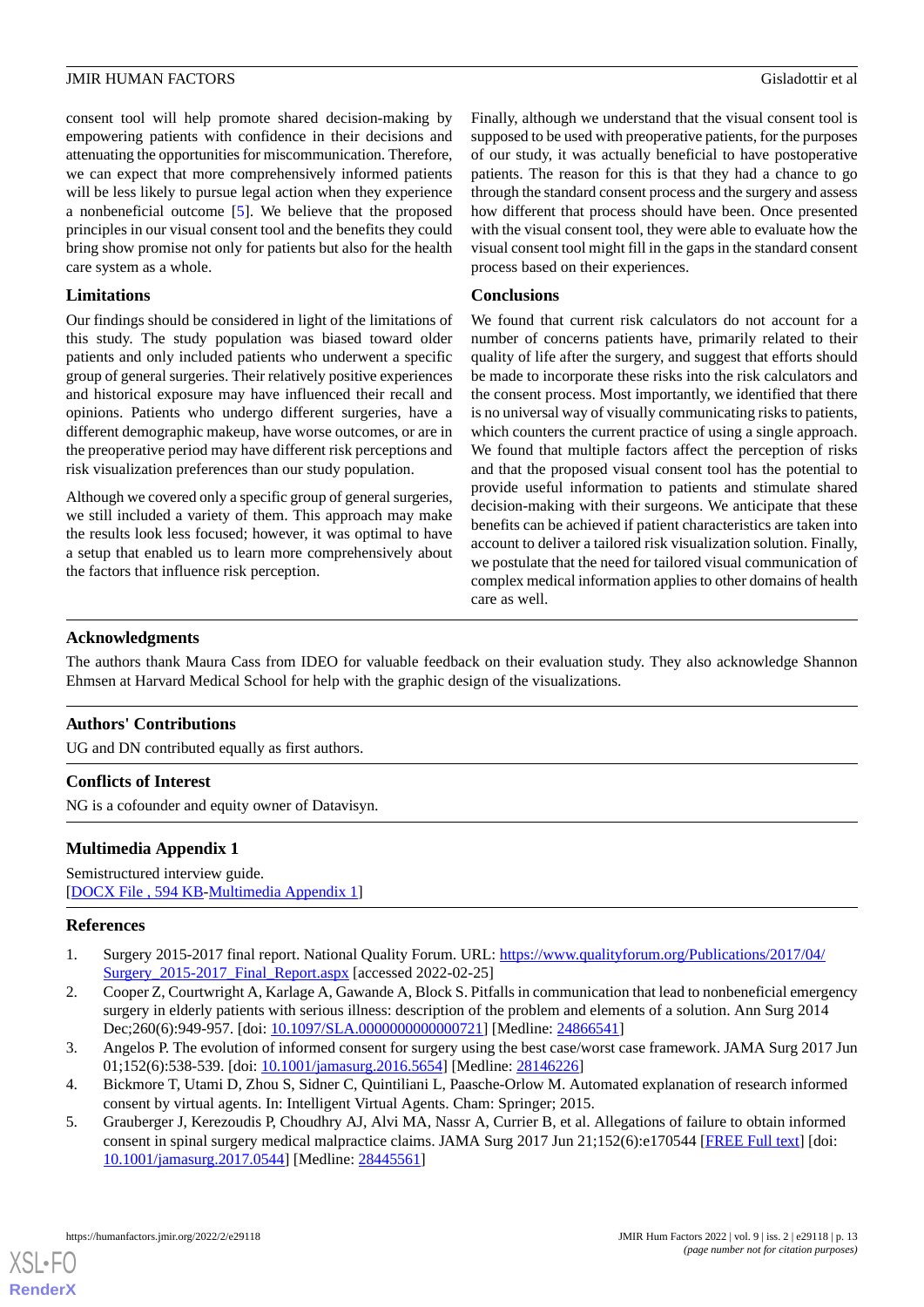consent tool will help promote shared decision-making by empowering patients with confidence in their decisions and attenuating the opportunities for miscommunication. Therefore, we can expect that more comprehensively informed patients will be less likely to pursue legal action when they experience a nonbeneficial outcome [5]. We believe that the proposed principles in our visual consent tool and the benefits they could bring show promise not only for patients but also for the health care system as a whole.

### Limitations

Our findings should be considered in light of the limitations of this study. The study population was biased toward older patients and only included patients who underwent a specific group of general surgeries. Their relatively positive experiences and historical exposure may have influenced their recall and opinions. Patients who undergo different surgeries, have a different demographic makeup, have worse outcomes, or are in the preoperative period may have different risk perceptions and risk visualization preferences than our study population.

Although we covered only a specific group of general surgeries, we still included a variety of them. This approach may make the results look less focused; however, it was optimal to have a setup that enabled us to learn more comprehensively about the factors that influence risk perception.

Finally, although we understand that the visual consent tool is supposed to be used with preoperative patients, for the purposes of our study, it was actually beneficial to have postoperative patients. The reason for this is that they had a chance to go through the standard consent process and the surgery and assess how different that process should have been. Once presented with the visual consent tool, they were able to evaluate how the visual consent tool might fill in the gaps in the standard consent process based on their experiences.

### Conclusions

We found that current risk calculators do not account for a number of concerns patients have, primarily related to their quality of life after the surgery, and suggest that efforts should be made to incorporate these risks into the risk calculators and the consent process. Most importantly, we identified that there is no universal way of visually communicating risks to patients, which counters the current practice of using a single approach. We found that multiple factors affect the perception of risks and that the proposed visual consent tool has the potential to provide useful information to patients and stimulate shared decision-making with their surgeons. We anticipate that these benefits can be achieved if patient characteristics are taken into account to deliver a tailored risk visualization solution. Finally, we postulate that the need for tailored visual communication of complex medical information applies to other domains of health care as well.

## Acknowledgments

The authors thank Maura Cass from IDEO for valuable feedback on their evaluation study. They also acknowledge Shannon Ehmsen at Harvard Medical School for help with the graphic design of the visualizations.

## Authors' Contributions

UG and DN contributed equally as first authors.

## Conflicts of Interest

NG is a cofounder and equity owner of Datavisyn.

## Multimedia Appendix 1

Semistructured interview guide.
[DOCX File , 594 KB-Multimedia Appendix 1]

## References

1. Surgery 2015-2017 final report. National Quality Forum. URL: https://www.qualityforum.org/Publications/2017/04/Surgery_2015-2017_Final_Report.aspx [accessed 2022-02-25]
2. Cooper Z, Courtwright A, Karlage A, Gawande A, Block S. Pitfalls in communication that lead to nonbeneficial emergency surgery in elderly patients with serious illness: description of the problem and elements of a solution. Ann Surg 2014 Dec;260(6):949-957. [doi: 10.1097/SLA.0000000000000721] [Medline: 24866541]
3. Angelos P. The evolution of informed consent for surgery using the best case/worst case framework. JAMA Surg 2017 Jun 01;152(6):538-539. [doi: 10.1001/jamasurg.2016.5654] [Medline: 28146226]
4. Bickmore T, Utami D, Zhou S, Sidner C, Quintiliani L, Paasche-Orlow M. Automated explanation of research informed consent by virtual agents. In: Intelligent Virtual Agents. Cham: Springer; 2015.
5. Grauberger J, Kerezoudis P, Choudhry AJ, Alvi MA, Nassr A, Currier B, et al. Allegations of failure to obtain informed consent in spinal surgery medical malpractice claims. JAMA Surg 2017 Jun 21;152(6):e170544 [FREE Full text] [doi: 10.1001/jamasurg.2017.0544] [Medline: 28445561]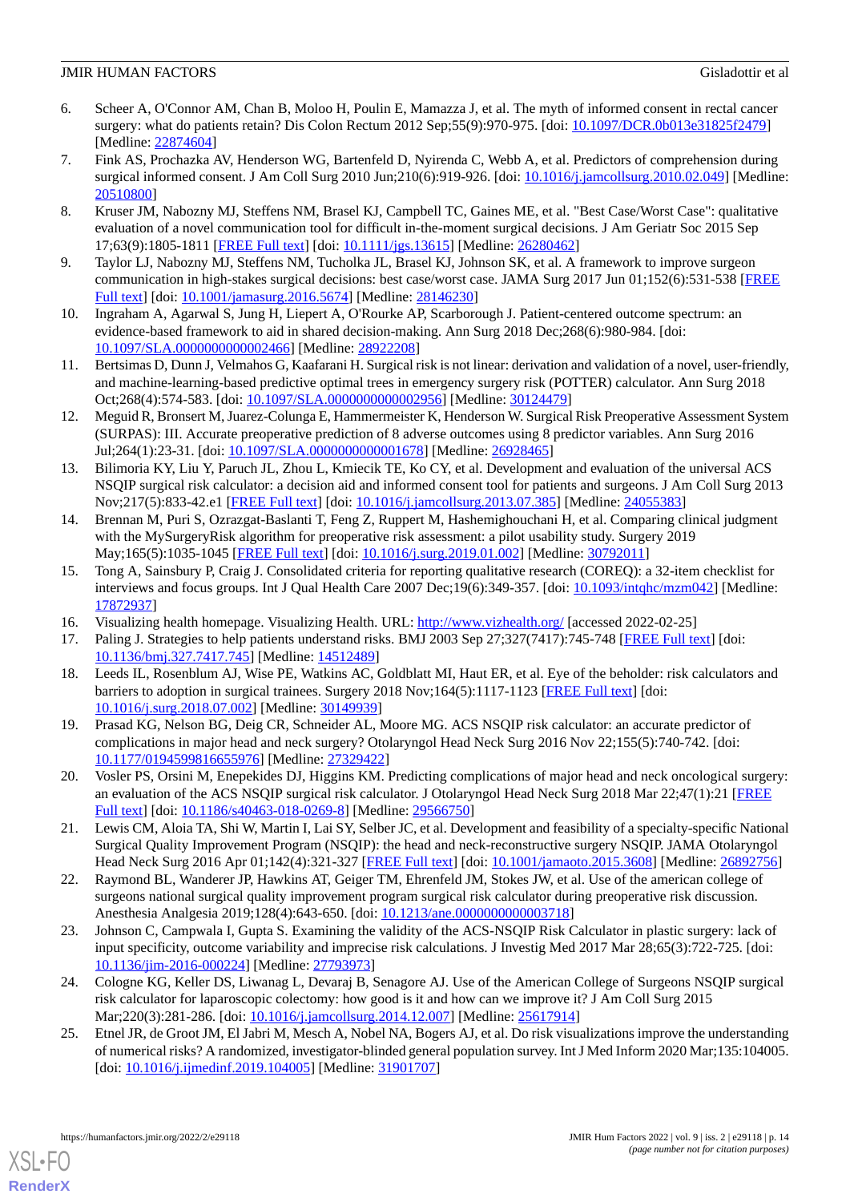6. Scheer A, O'Connor AM, Chan B, Moloo H, Poulin E, Mamazza J, et al. The myth of informed consent in rectal cancer surgery: what do patients retain? Dis Colon Rectum 2012 Sep;55(9):970-975. [doi: 10.1097/DCR.0b013e31825f2479] [Medline: 22874604]
7. Fink AS, Prochazka AV, Henderson WG, Bartenfeld D, Nyirenda C, Webb A, et al. Predictors of comprehension during surgical informed consent. J Am Coll Surg 2010 Jun;210(6):919-926. [doi: 10.1016/j.jamcollsurg.2010.02.049] [Medline: 20510800]
8. Kruser JM, Nabozny MJ, Steffens NM, Brasel KJ, Campbell TC, Gaines ME, et al. "Best Case/Worst Case": qualitative evaluation of a novel communication tool for difficult in-the-moment surgical decisions. J Am Geriatr Soc 2015 Sep 17;63(9):1805-1811 [FREE Full text] [doi: 10.1111/jgs.13615] [Medline: 26280462]
9. Taylor LJ, Nabozny MJ, Steffens NM, Tucholka JL, Brasel KJ, Johnson SK, et al. A framework to improve surgeon communication in high-stakes surgical decisions: best case/worst case. JAMA Surg 2017 Jun 01;152(6):531-538 [FREE Full text] [doi: 10.1001/jamasurg.2016.5674] [Medline: 28146230]
10. Ingraham A, Agarwal S, Jung H, Liepert A, O'Rourke AP, Scarborough J. Patient-centered outcome spectrum: an evidence-based framework to aid in shared decision-making. Ann Surg 2018 Dec;268(6):980-984. [doi: 10.1097/SLA.0000000000002466] [Medline: 28922208]
11. Bertsimas D, Dunn J, Velmahos G, Kaafarani H. Surgical risk is not linear: derivation and validation of a novel, user-friendly, and machine-learning-based predictive optimal trees in emergency surgery risk (POTTER) calculator. Ann Surg 2018 Oct;268(4):574-583. [doi: 10.1097/SLA.0000000000002956] [Medline: 30124479]
12. Meguid R, Bronsert M, Juarez-Colunga E, Hammermeister K, Henderson W. Surgical Risk Preoperative Assessment System (SURPAS): III. Accurate preoperative prediction of 8 adverse outcomes using 8 predictor variables. Ann Surg 2016 Jul;264(1):23-31. [doi: 10.1097/SLA.0000000000001678] [Medline: 26928465]
13. Bilimoria KY, Liu Y, Paruch JL, Zhou L, Kmiecik TE, Ko CY, et al. Development and evaluation of the universal ACS NSQIP surgical risk calculator: a decision aid and informed consent tool for patients and surgeons. J Am Coll Surg 2013 Nov;217(5):833-42.e1 [FREE Full text] [doi: 10.1016/j.jamcollsurg.2013.07.385] [Medline: 24055383]
14. Brennan M, Puri S, Ozrazgat-Baslanti T, Feng Z, Ruppert M, Hashemighouchani H, et al. Comparing clinical judgment with the MySurgeryRisk algorithm for preoperative risk assessment: a pilot usability study. Surgery 2019 May;165(5):1035-1045 [FREE Full text] [doi: 10.1016/j.surg.2019.01.002] [Medline: 30792011]
15. Tong A, Sainsbury P, Craig J. Consolidated criteria for reporting qualitative research (COREQ): a 32-item checklist for interviews and focus groups. Int J Qual Health Care 2007 Dec;19(6):349-357. [doi: 10.1093/intqhc/mzm042] [Medline: 17872937]
16. Visualizing health homepage. Visualizing Health. URL: http://www.vizhealth.org/ [accessed 2022-02-25]
17. Paling J. Strategies to help patients understand risks. BMJ 2003 Sep 27;327(7417):745-748 [FREE Full text] [doi: 10.1136/bmj.327.7417.745] [Medline: 14512489]
18. Leeds IL, Rosenblum AJ, Wise PE, Watkins AC, Goldblatt MI, Haut ER, et al. Eye of the beholder: risk calculators and barriers to adoption in surgical trainees. Surgery 2018 Nov;164(5):1117-1123 [FREE Full text] [doi: 10.1016/j.surg.2018.07.002] [Medline: 30149939]
19. Prasad KG, Nelson BG, Deig CR, Schneider AL, Moore MG. ACS NSQIP risk calculator: an accurate predictor of complications in major head and neck surgery? Otolaryngol Head Neck Surg 2016 Nov 22;155(5):740-742. [doi: 10.1177/0194599816655976] [Medline: 27329422]
20. Vosler PS, Orsini M, Enepekides DJ, Higgins KM. Predicting complications of major head and neck oncological surgery: an evaluation of the ACS NSQIP surgical risk calculator. J Otolaryngol Head Neck Surg 2018 Mar 22;47(1):21 [FREE Full text] [doi: 10.1186/s40463-018-0269-8] [Medline: 29566750]
21. Lewis CM, Aloia TA, Shi W, Martin I, Lai SY, Selber JC, et al. Development and feasibility of a specialty-specific National Surgical Quality Improvement Program (NSQIP): the head and neck-reconstructive surgery NSQIP. JAMA Otolaryngol Head Neck Surg 2016 Apr 01;142(4):321-327 [FREE Full text] [doi: 10.1001/jamaoto.2015.3608] [Medline: 26892756]
22. Raymond BL, Wanderer JP, Hawkins AT, Geiger TM, Ehrenfeld JM, Stokes JW, et al. Use of the american college of surgeons national surgical quality improvement program surgical risk calculator during preoperative risk discussion. Anesthesia Analgesia 2019;128(4):643-650. [doi: 10.1213/ane.0000000000003718]
23. Johnson C, Campwala I, Gupta S. Examining the validity of the ACS-NSQIP Risk Calculator in plastic surgery: lack of input specificity, outcome variability and imprecise risk calculations. J Investig Med 2017 Mar 28;65(3):722-725. [doi: 10.1136/jim-2016-000224] [Medline: 27793973]
24. Cologne KG, Keller DS, Liwanag L, Devaraj B, Senagore AJ. Use of the American College of Surgeons NSQIP surgical risk calculator for laparoscopic colectomy: how good is it and how can we improve it? J Am Coll Surg 2015 Mar;220(3):281-286. [doi: 10.1016/j.jamcollsurg.2014.12.007] [Medline: 25617914]
25. Etnel JR, de Groot JM, El Jabri M, Mesch A, Nobel NA, Bogers AJ, et al. Do risk visualizations improve the understanding of numerical risks? A randomized, investigator-blinded general population survey. Int J Med Inform 2020 Mar;135:104005. [doi: 10.1016/j.ijmedinf.2019.104005] [Medline: 31901707]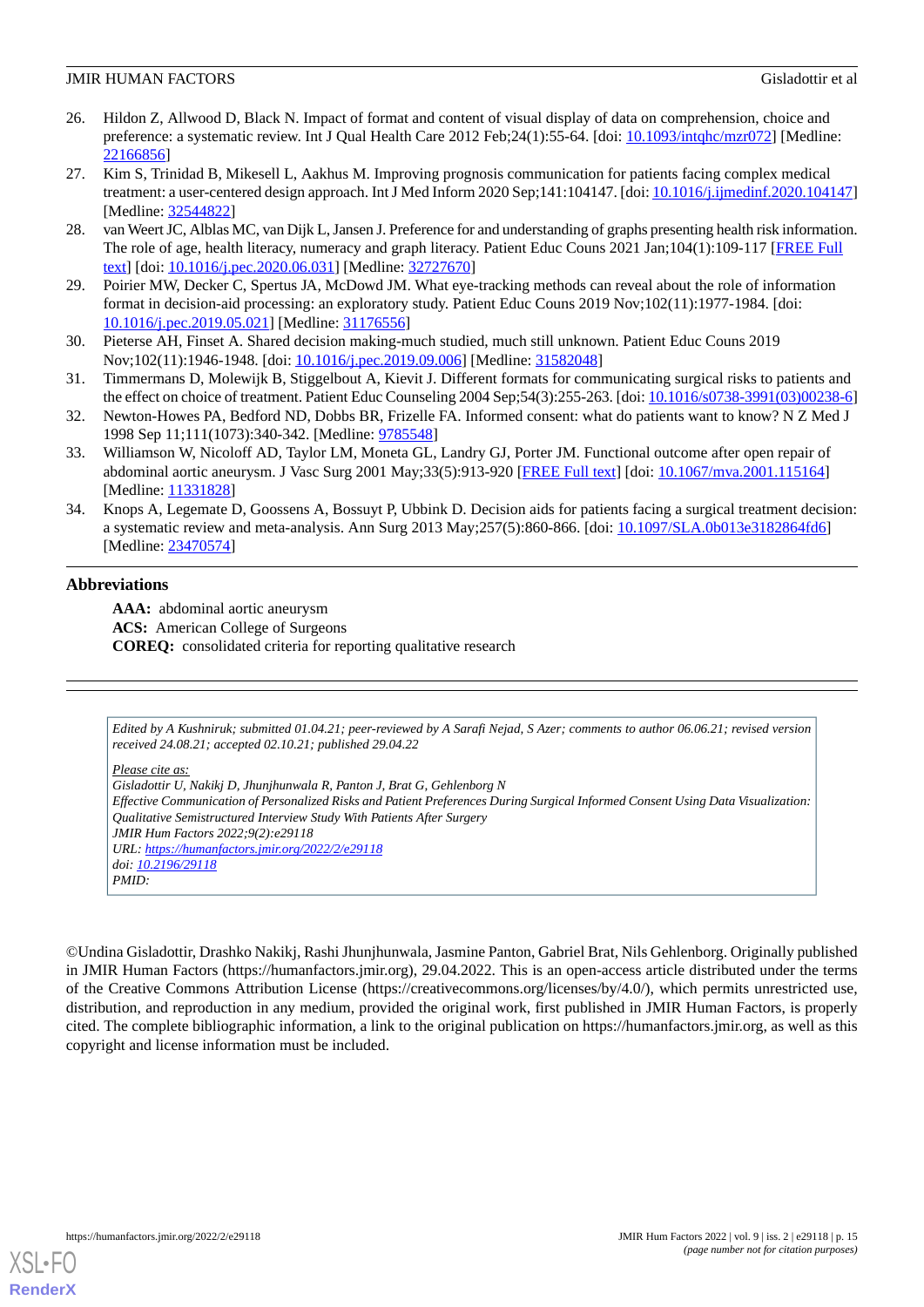26. Hildon Z, Allwood D, Black N. Impact of format and content of visual display of data on comprehension, choice and preference: a systematic review. Int J Qual Health Care 2012 Feb;24(1):55-64. [doi: 10.1093/intqhc/mzr072] [Medline: 22166856]
27. Kim S, Trinidad B, Mikesell L, Aakhus M. Improving prognosis communication for patients facing complex medical treatment: a user-centered design approach. Int J Med Inform 2020 Sep;141:104147. [doi: 10.1016/j.ijmedinf.2020.104147] [Medline: 32544822]
28. van Weert JC, Alblas MC, van Dijk L, Jansen J. Preference for and understanding of graphs presenting health risk information. The role of age, health literacy, numeracy and graph literacy. Patient Educ Couns 2021 Jan;104(1):109-117 [FREE Full text] [doi: 10.1016/j.pec.2020.06.031] [Medline: 32727670]
29. Poirier MW, Decker C, Spertus JA, McDowd JM. What eye-tracking methods can reveal about the role of information format in decision-aid processing: an exploratory study. Patient Educ Couns 2019 Nov;102(11):1977-1984. [doi: 10.1016/j.pec.2019.05.021] [Medline: 31176556]
30. Pieterse AH, Finset A. Shared decision making-much studied, much still unknown. Patient Educ Couns 2019 Nov;102(11):1946-1948. [doi: 10.1016/j.pec.2019.09.006] [Medline: 31582048]
31. Timmermans D, Molewijk B, Stiggelbout A, Kievit J. Different formats for communicating surgical risks to patients and the effect on choice of treatment. Patient Educ Counseling 2004 Sep;54(3):255-263. [doi: 10.1016/s0738-3991(03)00238-6]
32. Newton-Howes PA, Bedford ND, Dobbs BR, Frizelle FA. Informed consent: what do patients want to know? N Z Med J 1998 Sep 11;111(1073):340-342. [Medline: 9785548]
33. Williamson W, Nicoloff AD, Taylor LM, Moneta GL, Landry GJ, Porter JM. Functional outcome after open repair of abdominal aortic aneurysm. J Vasc Surg 2001 May;33(5):913-920 [FREE Full text] [doi: 10.1067/mva.2001.115164] [Medline: 11331828]
34. Knops A, Legemate D, Goossens A, Bossuyt P, Ubbink D. Decision aids for patients facing a surgical treatment decision: a systematic review and meta-analysis. Ann Surg 2013 May;257(5):860-866. [doi: 10.1097/SLA.0b013e3182864fd6] [Medline: 23470574]

## Abbreviations

**AAA:** abdominal aortic aneurysm
**ACS:** American College of Surgeons
**COREQ:** consolidated criteria for reporting qualitative research

*Edited by A Kushniruk; submitted 01.04.21; peer-reviewed by A Sarafi Nejad, S Azer; comments to author 06.06.21; revised version received 24.08.21; accepted 02.10.21; published 29.04.22*

*Please cite as:*
*Gisladottir U, Nakikj D, Jhunjhunwala R, Panton J, Brat G, Gehlenborg N*
*Effective Communication of Personalized Risks and Patient Preferences During Surgical Informed Consent Using Data Visualization: Qualitative Semistructured Interview Study With Patients After Surgery*
*JMIR Hum Factors 2022;9(2):e29118*
*URL: https://humanfactors.jmir.org/2022/2/e29118*
*doi: 10.2196/29118*
*PMID:*

©Undina Gisladottir, Drashko Nakikj, Rashi Jhunjhunwala, Jasmine Panton, Gabriel Brat, Nils Gehlenborg. Originally published in JMIR Human Factors (https://humanfactors.jmir.org), 29.04.2022. This is an open-access article distributed under the terms of the Creative Commons Attribution License (https://creativecommons.org/licenses/by/4.0/), which permits unrestricted use, distribution, and reproduction in any medium, provided the original work, first published in JMIR Human Factors, is properly cited. The complete bibliographic information, a link to the original publication on https://humanfactors.jmir.org, as well as this copyright and license information must be included.